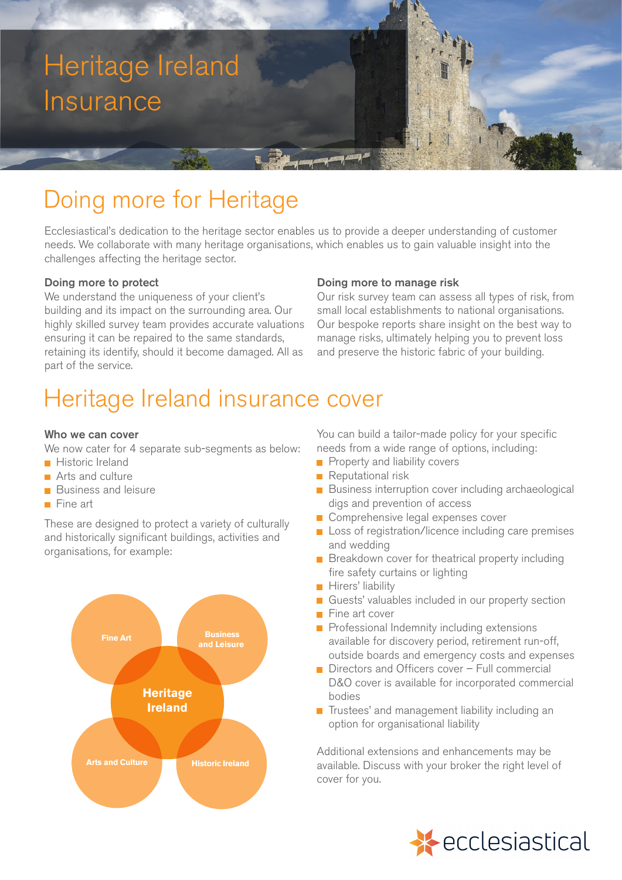# Heritage Ireland Insurance

## Doing more for Heritage

Ecclesiastical's dedication to the heritage sector enables us to provide a deeper understanding of customer needs. We collaborate with many heritage organisations, which enables us to gain valuable insight into the challenges affecting the heritage sector.

### Doing more to protect

We understand the uniqueness of your client's building and its impact on the surrounding area. Our highly skilled survey team provides accurate valuations ensuring it can be repaired to the same standards, retaining its identify, should it become damaged. All as part of the service.

### Doing more to manage risk

Our risk survey team can assess all types of risk, from small local establishments to national organisations. Our bespoke reports share insight on the best way to manage risks, ultimately helping you to prevent loss and preserve the historic fabric of your building.

## Heritage Ireland insurance cover

### Who we can cover

We now cater for 4 separate sub-segments as below:

- Historic Ireland
- Arts and culture
- Business and leisure
- Fine art

These are designed to protect a variety of culturally and historically significant buildings, activities and organisations, for example:

Fine Art | Business and Leisure | Heritage Ireland | Arts and Culture | Historic Ireland

You can build a tailor-made policy for your specific needs from a wide range of options, including:

- Property and liability covers
- Reputational risk
- Business interruption cover including archaeological digs and prevention of access
- Comprehensive legal expenses cover
- Loss of registration/licence including care premises and wedding
- Breakdown cover for theatrical property including fire safety curtains or lighting
- Hirers' liability
- Guests' valuables included in our property section
- Fine art cover
- Professional Indemnity including extensions available for discovery period, retirement run-off, outside boards and emergency costs and expenses
- Directors and Officers cover – Full commercial D&O cover is available for incorporated commercial bodies
- Trustees' and management liability including an option for organisational liability

Additional extensions and enhancements may be available. Discuss with your broker the right level of cover for you.

ecclesiastical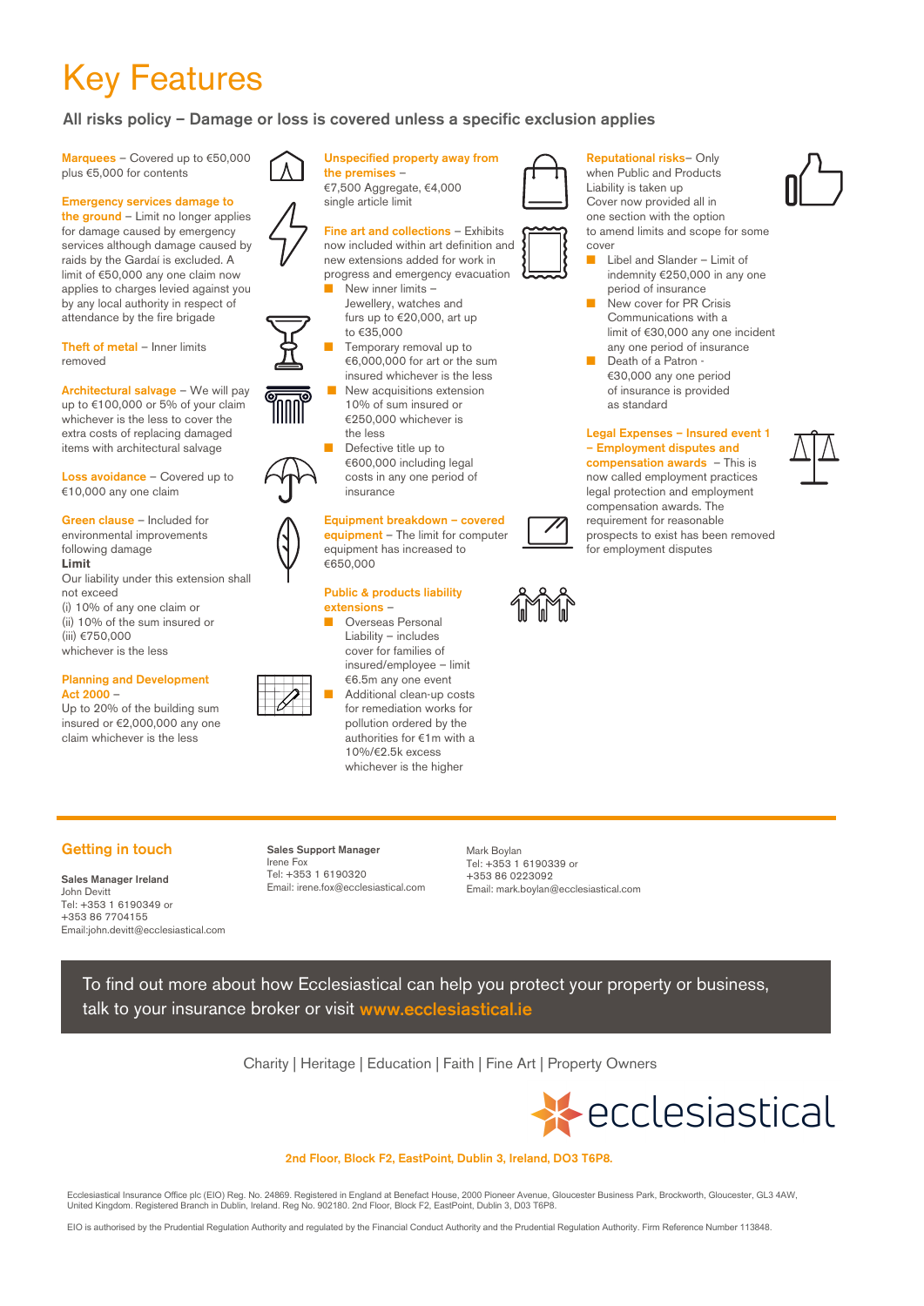# Key Features

## All risks policy – Damage or loss is covered unless a specific exclusion applies

**Marquees** – Covered up to €50,000 plus €5,000 for contents

**Emergency services damage to the ground** – Limit no longer applies for damage caused by emergency services although damage caused by raids by the Gardaí is excluded. A limit of €50,000 any one claim now applies to charges levied against you by any local authority in respect of attendance by the fire brigade

**Theft of metal** – Inner limits removed

**Architectural salvage** – We will pay up to €100,000 or 5% of your claim whichever is the less to cover the extra costs of replacing damaged items with architectural salvage

**Loss avoidance** – Covered up to €10,000 any one claim

**Green clause** – Included for environmental improvements following damage

**Limit**

Our liability under this extension shall not exceed
(i) 10% of any one claim or
(ii) 10% of the sum insured or
(iii) €750,000
whichever is the less

**Planning and Development Act 2000** –
Up to 20% of the building sum insured or €2,000,000 any one claim whichever is the less

**Unspecified property away from the premises** –
€7,500 Aggregate, €4,000 single article limit

**Fine art and collections** – Exhibits now included within art definition and new extensions added for work in progress and emergency evacuation

- New inner limits – Jewellery, watches and furs up to €20,000, art up to €35,000
- Temporary removal up to €6,000,000 for art or the sum insured whichever is the less
- New acquisitions extension 10% of sum insured or €250,000 whichever is the less
- Defective title up to €600,000 including legal costs in any one period of insurance

**Equipment breakdown – covered equipment** – The limit for computer equipment has increased to €650,000

**Public & products liability extensions** –

- Overseas Personal Liability – includes cover for families of insured/employee – limit €6.5m any one event
- Additional clean-up costs for remediation works for pollution ordered by the authorities for €1m with a 10%/€2.5k excess whichever is the higher

**Reputational risks**– Only when Public and Products Liability is taken up Cover now provided all in one section with the option to amend limits and scope for some cover

- Libel and Slander – Limit of indemnity €250,000 in any one period of insurance
- New cover for PR Crisis Communications with a limit of €30,000 any one incident any one period of insurance
- Death of a Patron - €30,000 any one period of insurance is provided as standard

**Legal Expenses – Insured event 1 – Employment disputes and compensation awards** – This is now called employment practices legal protection and employment compensation awards. The requirement for reasonable prospects to exist has been removed for employment disputes

## Getting in touch

**Sales Manager Ireland**
John Devitt
Tel: +353 1 6190349 or
+353 86 7704155
Email:john.devitt@ecclesiastical.com

**Sales Support Manager**
Irene Fox
Tel: +353 1 6190320
Email: irene.fox@ecclesiastical.com

Mark Boylan
Tel: +353 1 6190339 or
+353 86 0223092
Email: mark.boylan@ecclesiastical.com

To find out more about how Ecclesiastical can help you protect your property or business, talk to your insurance broker or visit www.ecclesiastical.ie

Charity | Heritage | Education | Faith | Fine Art | Property Owners

ecclesiastical

2nd Floor, Block F2, EastPoint, Dublin 3, Ireland, DO3 T6P8.

Ecclesiastical Insurance Office plc (EIO) Reg. No. 24869. Registered in England at Benefact House, 2000 Pioneer Avenue, Gloucester Business Park, Brockworth, Gloucester, GL3 4AW, United Kingdom. Registered Branch in Dublin, Ireland. Reg No. 902180. 2nd Floor, Block F2, EastPoint, Dublin 3, D03 T6P8.

EIO is authorised by the Prudential Regulation Authority and regulated by the Financial Conduct Authority and the Prudential Regulation Authority. Firm Reference Number 113848.